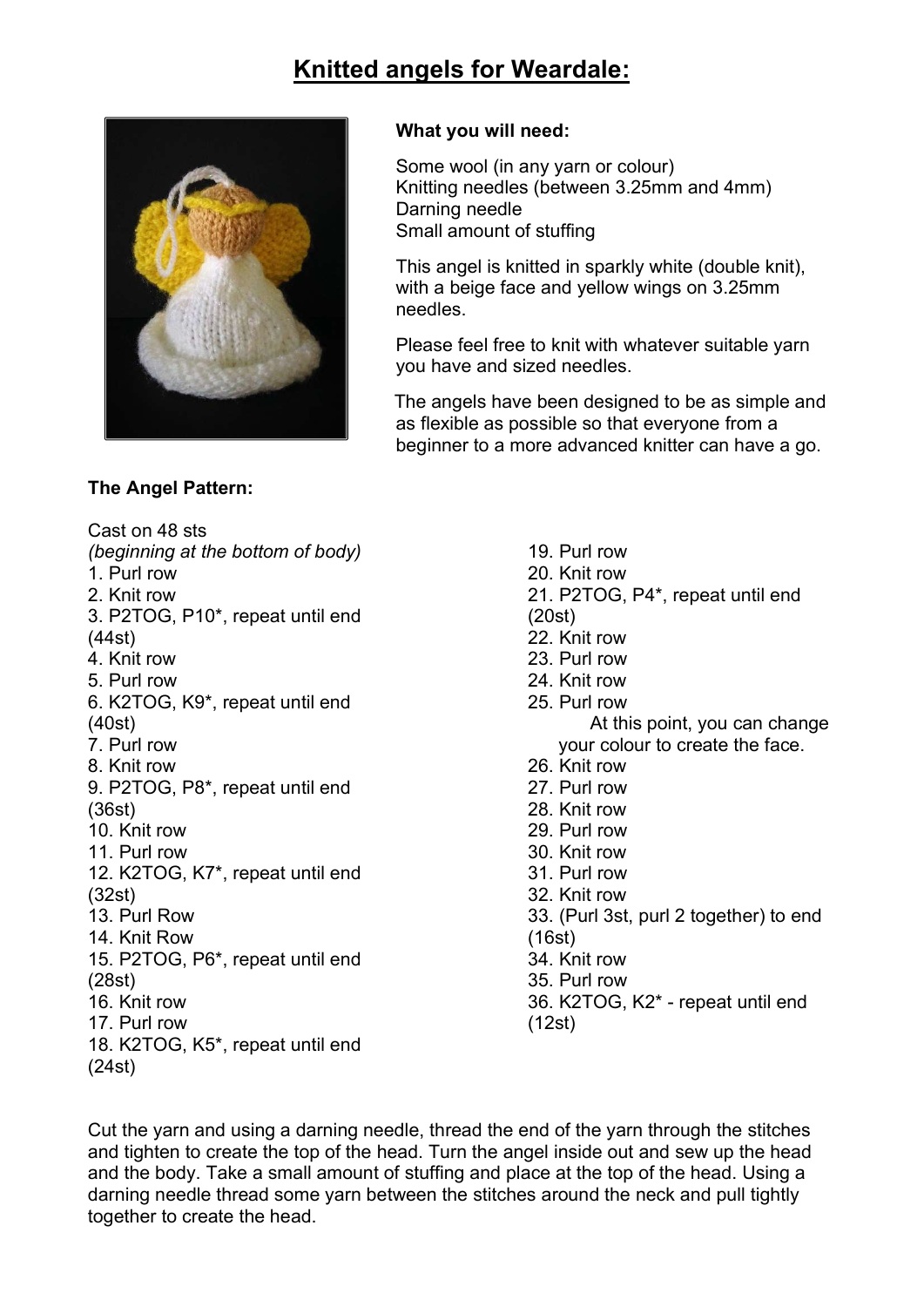# Knitted angels for Weardale:

**What you will need:**

Some wool (in any yarn or colour)
Knitting needles (between 3.25mm and 4mm)
Darning needle
Small amount of stuffing

This angel is knitted in sparkly white (double knit), with a beige face and yellow wings on 3.25mm needles.

Please feel free to knit with whatever suitable yarn you have and sized needles.

The angels have been designed to be as simple and as flexible as possible so that everyone from a beginner to a more advanced knitter can have a go.

**The Angel Pattern:**

Cast on 48 sts
*(beginning at the bottom of body)*

1. Purl row
2. Knit row
3. P2TOG, P10*, repeat until end (44st)
4. Knit row
5. Purl row
6. K2TOG, K9*, repeat until end (40st)
7. Purl row
8. Knit row
9. P2TOG, P8*, repeat until end (36st)
10. Knit row
11. Purl row
12. K2TOG, K7*, repeat until end (32st)
13. Purl Row
14. Knit Row
15. P2TOG, P6*, repeat until end (28st)
16. Knit row
17. Purl row
18. K2TOG, K5*, repeat until end (24st)
19. Purl row
20. Knit row
21. P2TOG, P4*, repeat until end (20st)
22. Knit row
23. Purl row
24. Knit row
25. Purl row

    At this point, you can change your colour to create the face.

26. Knit row
27. Purl row
28. Knit row
29. Purl row
30. Knit row
31. Purl row
32. Knit row
33. (Purl 3st, purl 2 together) to end (16st)
34. Knit row
35. Purl row
36. K2TOG, K2* - repeat until end (12st)

Cut the yarn and using a darning needle, thread the end of the yarn through the stitches and tighten to create the top of the head. Turn the angel inside out and sew up the head and the body. Take a small amount of stuffing and place at the top of the head. Using a darning needle thread some yarn between the stitches around the neck and pull tightly together to create the head.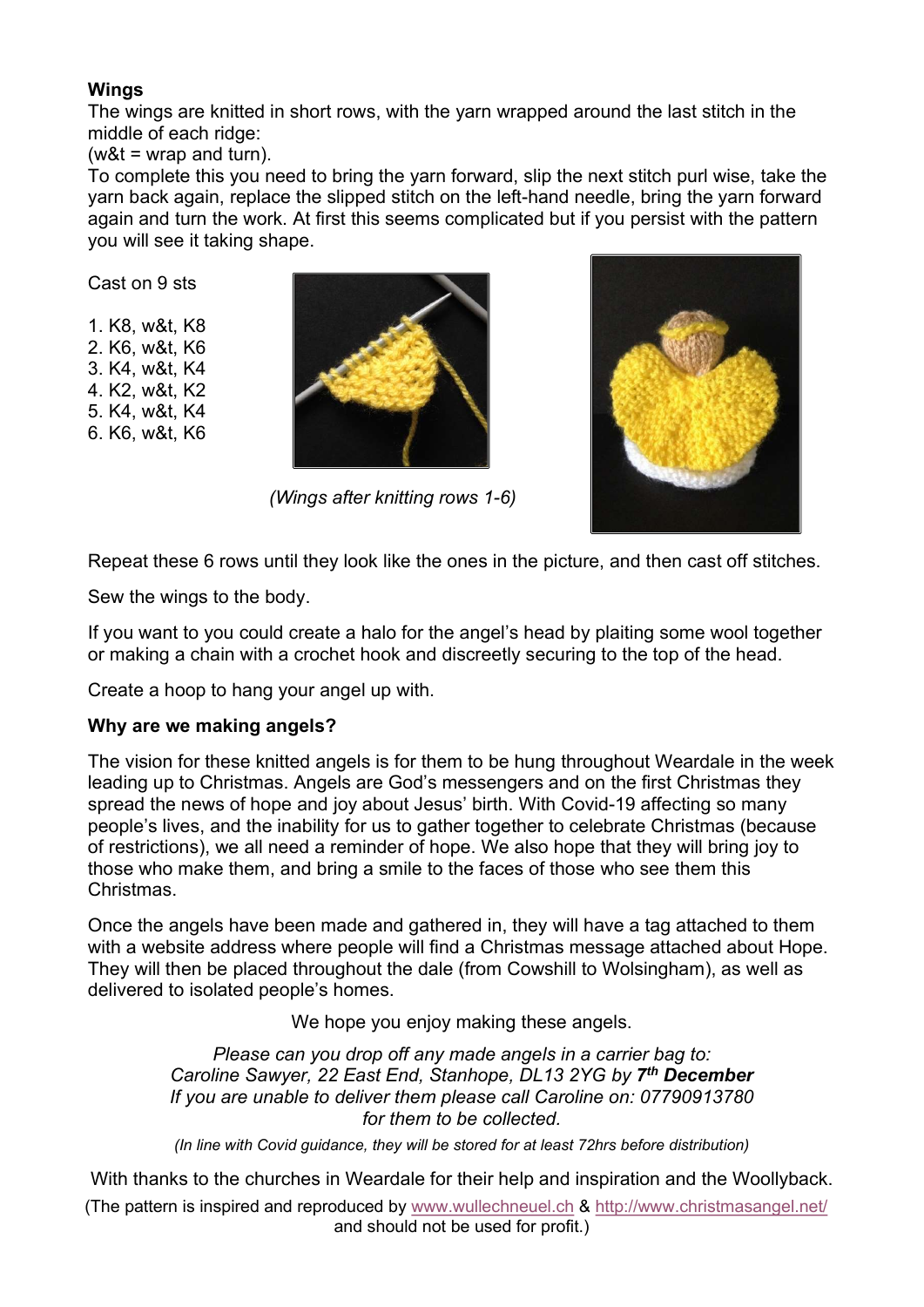**Wings**

The wings are knitted in short rows, with the yarn wrapped around the last stitch in the middle of each ridge:
(w&t = wrap and turn).
To complete this you need to bring the yarn forward, slip the next stitch purl wise, take the yarn back again, replace the slipped stitch on the left-hand needle, bring the yarn forward again and turn the work. At first this seems complicated but if you persist with the pattern you will see it taking shape.

Cast on 9 sts

1. K8, w&t, K8
2. K6, w&t, K6
3. K4, w&t, K4
4. K2, w&t, K2
5. K4, w&t, K4
6. K6, w&t, K6

*(Wings after knitting rows 1-6)*

Repeat these 6 rows until they look like the ones in the picture, and then cast off stitches.

Sew the wings to the body.

If you want to you could create a halo for the angel's head by plaiting some wool together or making a chain with a crochet hook and discreetly securing to the top of the head.

Create a hoop to hang your angel up with.

**Why are we making angels?**

The vision for these knitted angels is for them to be hung throughout Weardale in the week leading up to Christmas. Angels are God's messengers and on the first Christmas they spread the news of hope and joy about Jesus' birth. With Covid-19 affecting so many people's lives, and the inability for us to gather together to celebrate Christmas (because of restrictions), we all need a reminder of hope. We also hope that they will bring joy to those who make them, and bring a smile to the faces of those who see them this Christmas.

Once the angels have been made and gathered in, they will have a tag attached to them with a website address where people will find a Christmas message attached about Hope. They will then be placed throughout the dale (from Cowshill to Wolsingham), as well as delivered to isolated people's homes.

We hope you enjoy making these angels.

*Please can you drop off any made angels in a carrier bag to:*
*Caroline Sawyer, 22 East End, Stanhope, DL13 2YG by* ***7th December***
*If you are unable to deliver them please call Caroline on: 07790913780 for them to be collected.*

*(In line with Covid guidance, they will be stored for at least 72hrs before distribution)*

With thanks to the churches in Weardale for their help and inspiration and the Woollyback.

(The pattern is inspired and reproduced by www.wullechneuel.ch & http://www.christmasangel.net/ and should not be used for profit.)